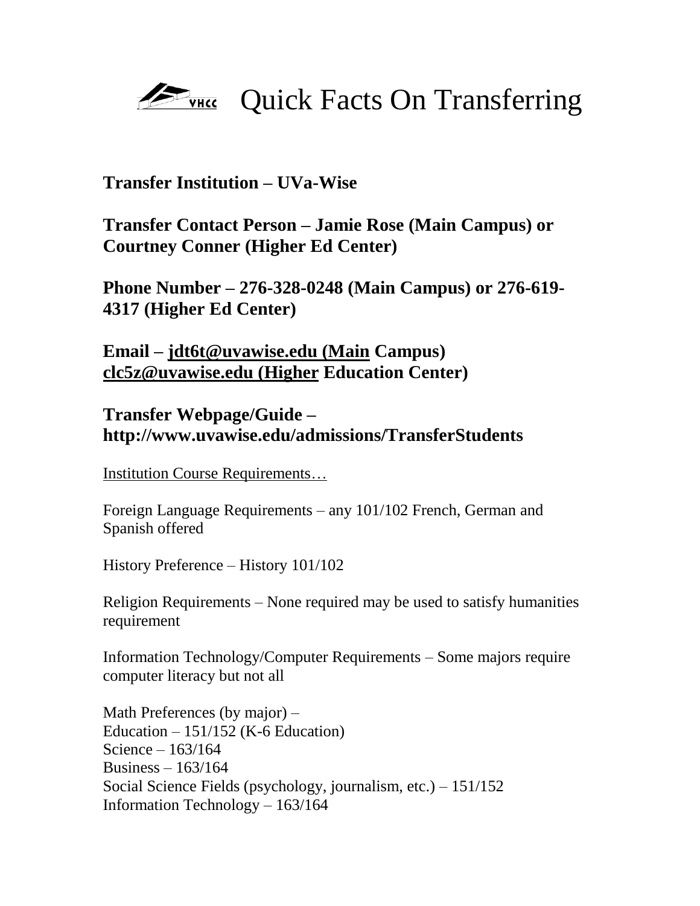# VHCC Quick Facts On Transferring

**Transfer Institution – UVa-Wise**

**Transfer Contact Person – Jamie Rose (Main Campus) or Courtney Conner (Higher Ed Center)**

**Phone Number – 276-328-0248 (Main Campus) or 276-619-4317 (Higher Ed Center)**

**Email – jdt6t@uvawise.edu (Main Campus) clc5z@uvawise.edu (Higher Education Center)**

**Transfer Webpage/Guide – http://www.uvawise.edu/admissions/TransferStudents**

Institution Course Requirements…

Foreign Language Requirements – any 101/102 French, German and Spanish offered

History Preference – History 101/102

Religion Requirements – None required may be used to satisfy humanities requirement

Information Technology/Computer Requirements – Some majors require computer literacy but not all

Math Preferences (by major) –
Education – 151/152 (K-6 Education)
Science – 163/164
Business – 163/164
Social Science Fields (psychology, journalism, etc.) – 151/152
Information Technology – 163/164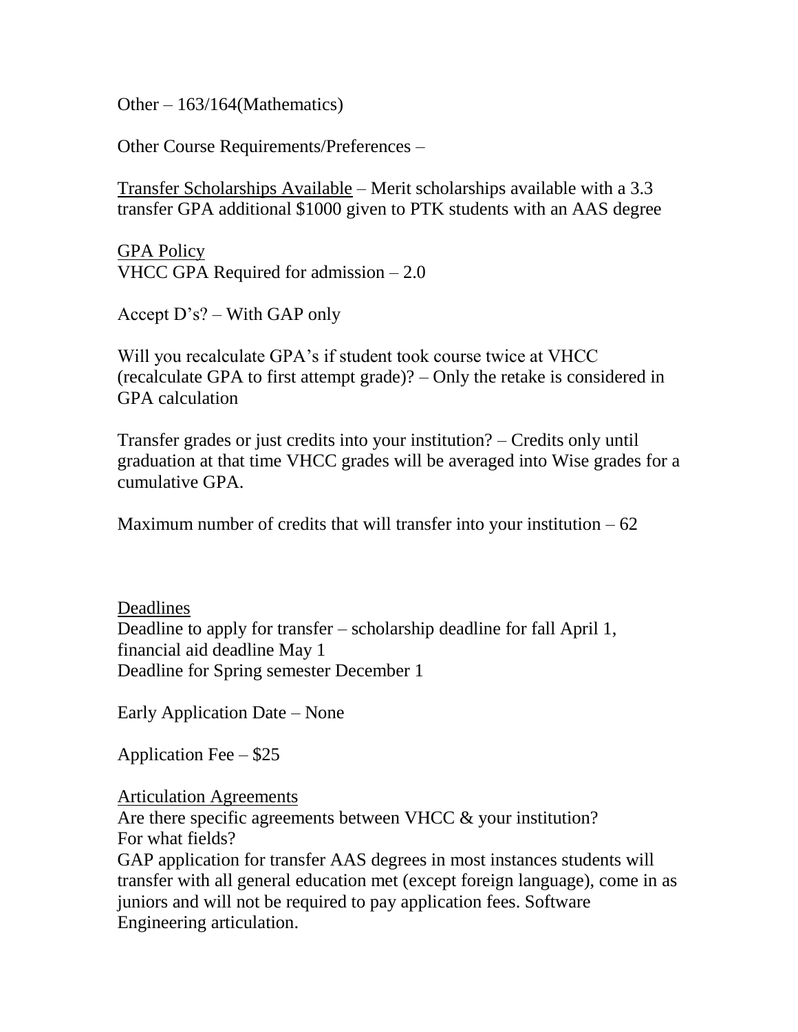Other – 163/164(Mathematics)

Other Course Requirements/Preferences –

<u>Transfer Scholarships Available</u> – Merit scholarships available with a 3.3 transfer GPA additional $1000 given to PTK students with an AAS degree

<u>GPA Policy</u>
VHCC GPA Required for admission – 2.0

Accept D's? – With GAP only

Will you recalculate GPA's if student took course twice at VHCC (recalculate GPA to first attempt grade)? – Only the retake is considered in GPA calculation

Transfer grades or just credits into your institution? – Credits only until graduation at that time VHCC grades will be averaged into Wise grades for a cumulative GPA.

Maximum number of credits that will transfer into your institution – 62

<u>Deadlines</u>
Deadline to apply for transfer – scholarship deadline for fall April 1, financial aid deadline May 1
Deadline for Spring semester December 1

Early Application Date – None

Application Fee – $25

<u>Articulation Agreements</u>
Are there specific agreements between VHCC & your institution?
For what fields?
GAP application for transfer AAS degrees in most instances students will transfer with all general education met (except foreign language), come in as juniors and will not be required to pay application fees. Software Engineering articulation.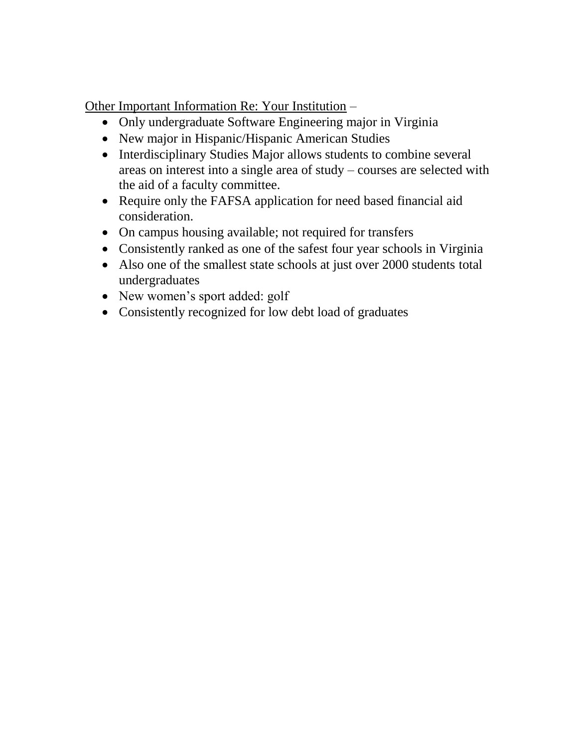<u>Other Important Information Re: Your Institution</u> –

- Only undergraduate Software Engineering major in Virginia
- New major in Hispanic/Hispanic American Studies
- Interdisciplinary Studies Major allows students to combine several areas on interest into a single area of study – courses are selected with the aid of a faculty committee.
- Require only the FAFSA application for need based financial aid consideration.
- On campus housing available; not required for transfers
- Consistently ranked as one of the safest four year schools in Virginia
- Also one of the smallest state schools at just over 2000 students total undergraduates
- New women's sport added: golf
- Consistently recognized for low debt load of graduates